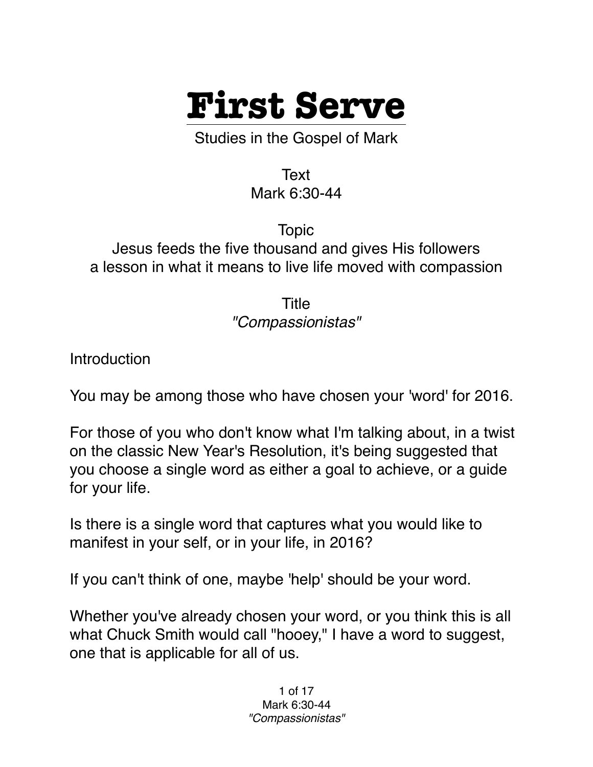# First Serve

Studies in the Gospel of Mark

Text
Mark 6:30-44

Topic
Jesus feeds the five thousand and gives His followers a lesson in what it means to live life moved with compassion

Title
*"Compassionistas"*

Introduction

You may be among those who have chosen your 'word' for 2016.

For those of you who don't know what I'm talking about, in a twist on the classic New Year's Resolution, it's being suggested that you choose a single word as either a goal to achieve, or a guide for your life.

Is there is a single word that captures what you would like to manifest in your self, or in your life, in 2016?

If you can't think of one, maybe 'help' should be your word.

Whether you've already chosen your word, or you think this is all what Chuck Smith would call "hooey," I have a word to suggest, one that is applicable for all of us.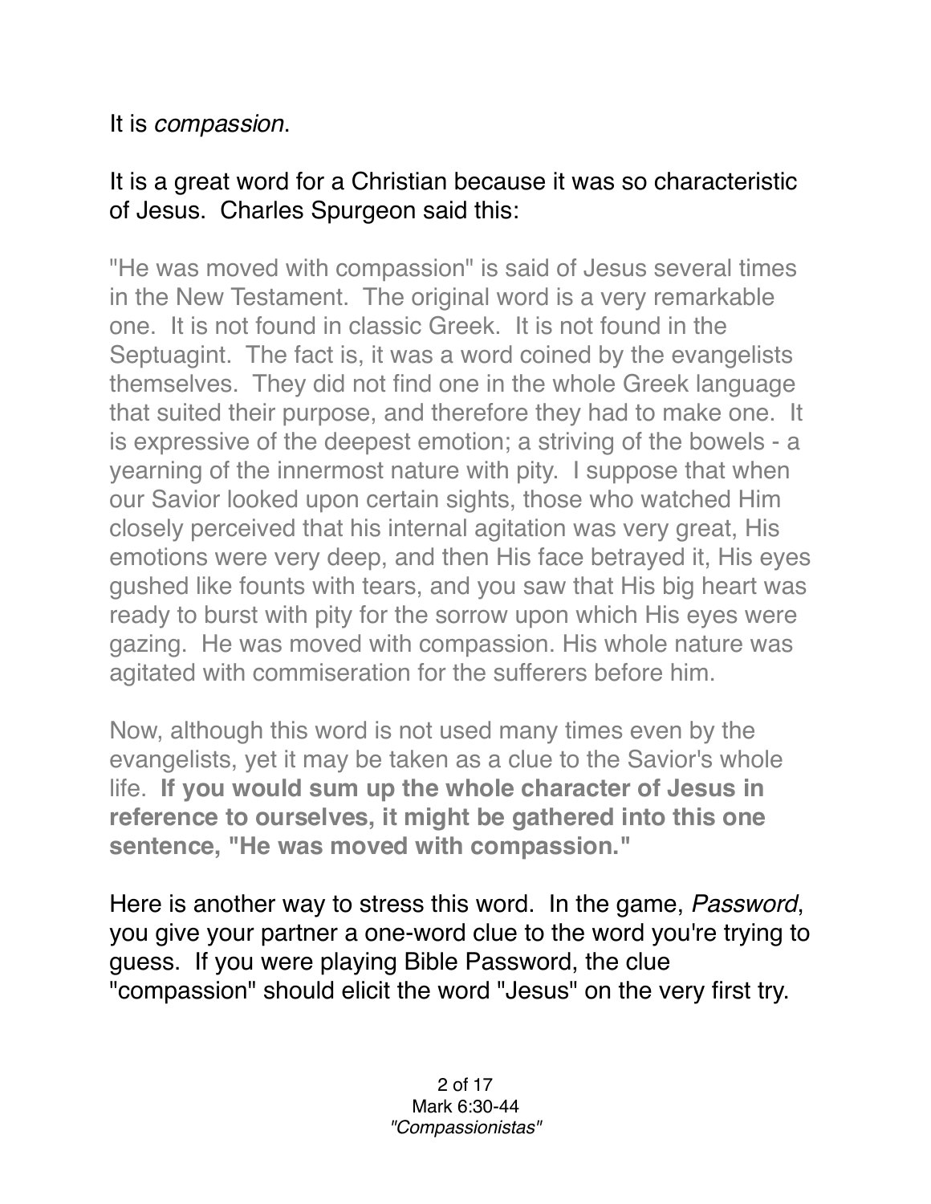It is *compassion*.

It is a great word for a Christian because it was so characteristic of Jesus. Charles Spurgeon said this:

> "He was moved with compassion" is said of Jesus several times in the New Testament. The original word is a very remarkable one. It is not found in classic Greek. It is not found in the Septuagint. The fact is, it was a word coined by the evangelists themselves. They did not find one in the whole Greek language that suited their purpose, and therefore they had to make one. It is expressive of the deepest emotion; a striving of the bowels - a yearning of the innermost nature with pity. I suppose that when our Savior looked upon certain sights, those who watched Him closely perceived that his internal agitation was very great, His emotions were very deep, and then His face betrayed it, His eyes gushed like founts with tears, and you saw that His big heart was ready to burst with pity for the sorrow upon which His eyes were gazing. He was moved with compassion. His whole nature was agitated with commiseration for the sufferers before him.
>
> Now, although this word is not used many times even by the evangelists, yet it may be taken as a clue to the Savior's whole life. **If you would sum up the whole character of Jesus in reference to ourselves, it might be gathered into this one sentence, "He was moved with compassion."**

Here is another way to stress this word. In the game, *Password*, you give your partner a one-word clue to the word you're trying to guess. If you were playing Bible Password, the clue "compassion" should elicit the word "Jesus" on the very first try.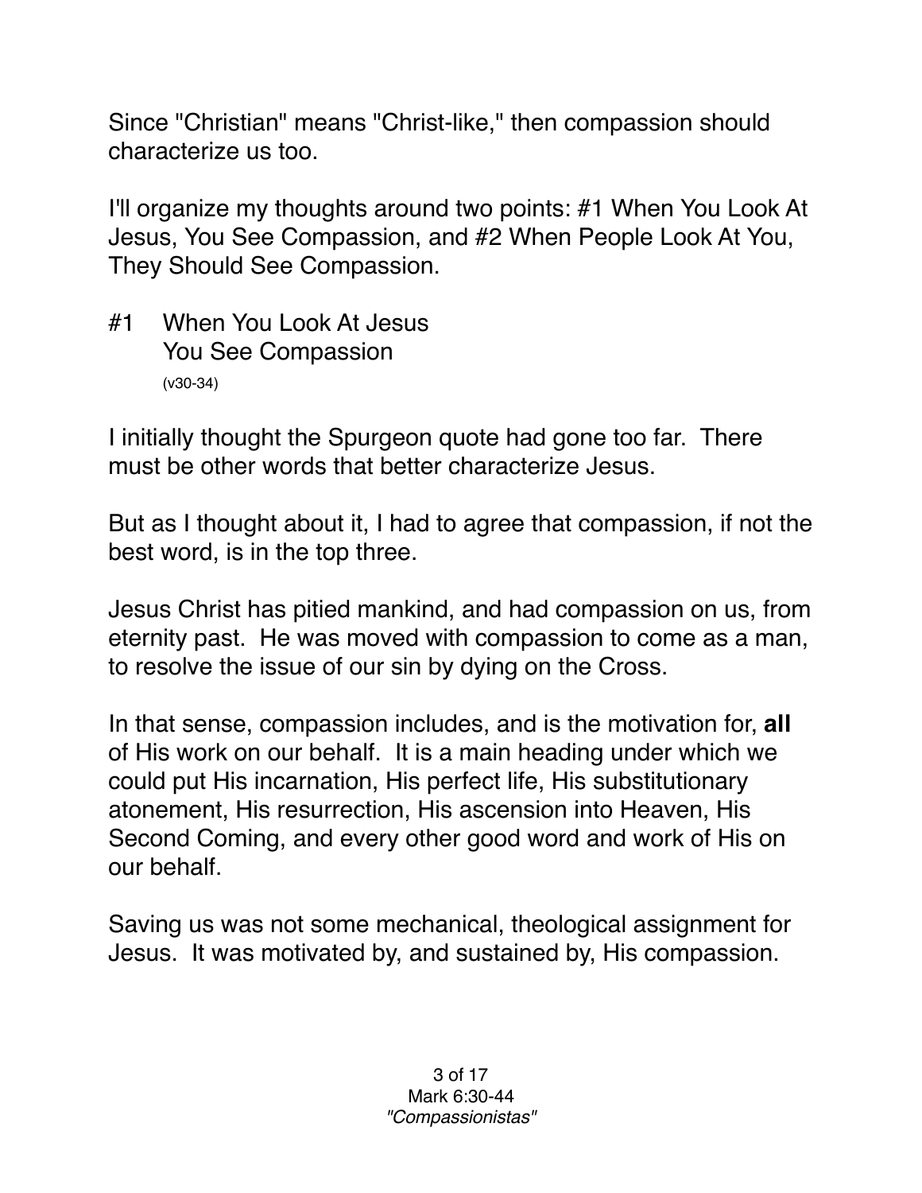Since "Christian" means "Christ-like," then compassion should characterize us too.

I'll organize my thoughts around two points: #1 When You Look At Jesus, You See Compassion, and #2 When People Look At You, They Should See Compassion.

## #1 When You Look At Jesus You See Compassion

(v30-34)

I initially thought the Spurgeon quote had gone too far. There must be other words that better characterize Jesus.

But as I thought about it, I had to agree that compassion, if not the best word, is in the top three.

Jesus Christ has pitied mankind, and had compassion on us, from eternity past. He was moved with compassion to come as a man, to resolve the issue of our sin by dying on the Cross.

In that sense, compassion includes, and is the motivation for, **all** of His work on our behalf. It is a main heading under which we could put His incarnation, His perfect life, His substitutionary atonement, His resurrection, His ascension into Heaven, His Second Coming, and every other good word and work of His on our behalf.

Saving us was not some mechanical, theological assignment for Jesus. It was motivated by, and sustained by, His compassion.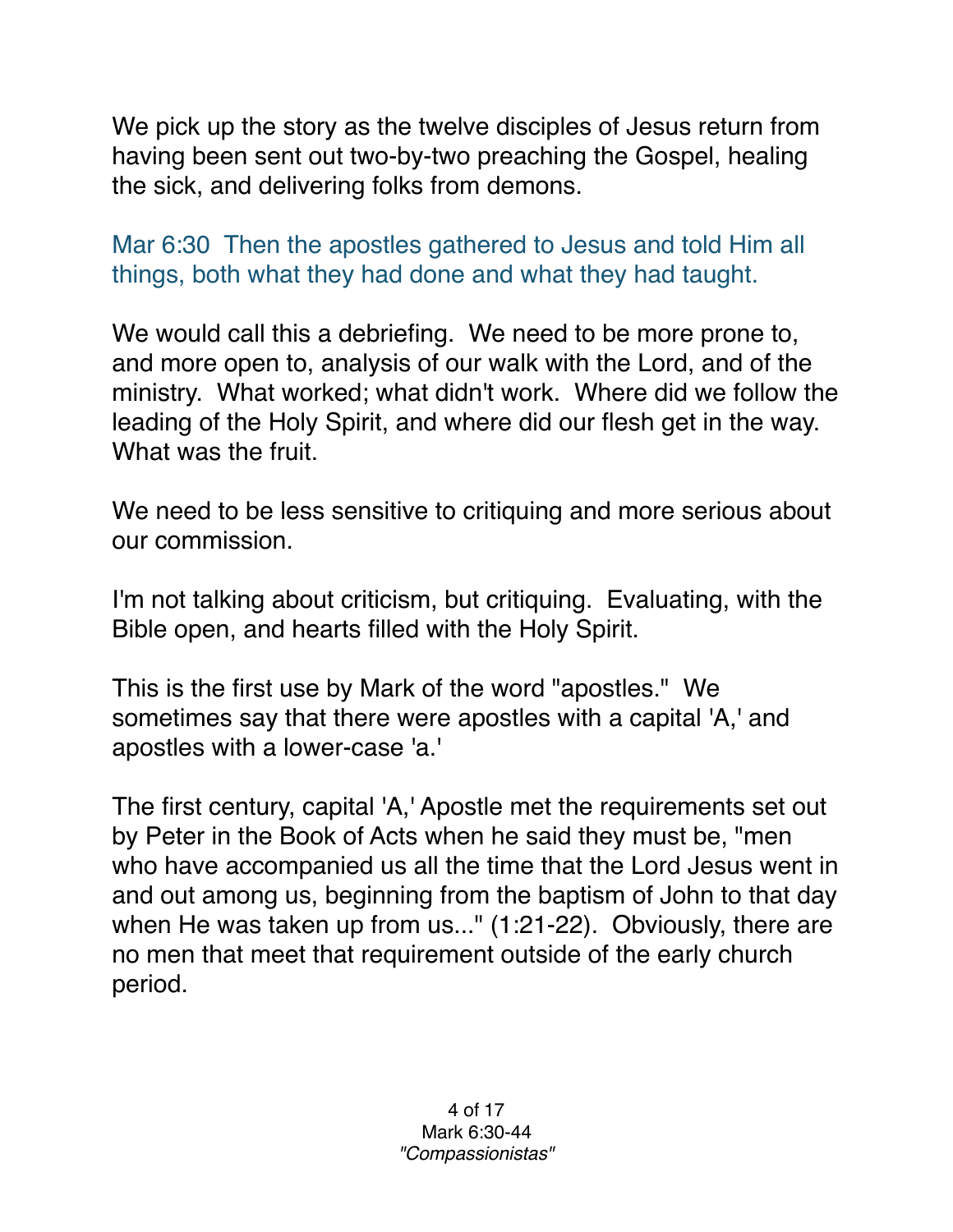We pick up the story as the twelve disciples of Jesus return from having been sent out two-by-two preaching the Gospel, healing the sick, and delivering folks from demons.

Mar 6:30  Then the apostles gathered to Jesus and told Him all things, both what they had done and what they had taught.

We would call this a debriefing.  We need to be more prone to, and more open to, analysis of our walk with the Lord, and of the ministry.  What worked; what didn't work.  Where did we follow the leading of the Holy Spirit, and where did our flesh get in the way.  What was the fruit.

We need to be less sensitive to critiquing and more serious about our commission.

I'm not talking about criticism, but critiquing.  Evaluating, with the Bible open, and hearts filled with the Holy Spirit.

This is the first use by Mark of the word "apostles."  We sometimes say that there were apostles with a capital 'A,' and apostles with a lower-case 'a.'

The first century, capital 'A,' Apostle met the requirements set out by Peter in the Book of Acts when he said they must be, "men who have accompanied us all the time that the Lord Jesus went in and out among us, beginning from the baptism of John to that day when He was taken up from us..." (1:21-22).  Obviously, there are no men that meet that requirement outside of the early church period.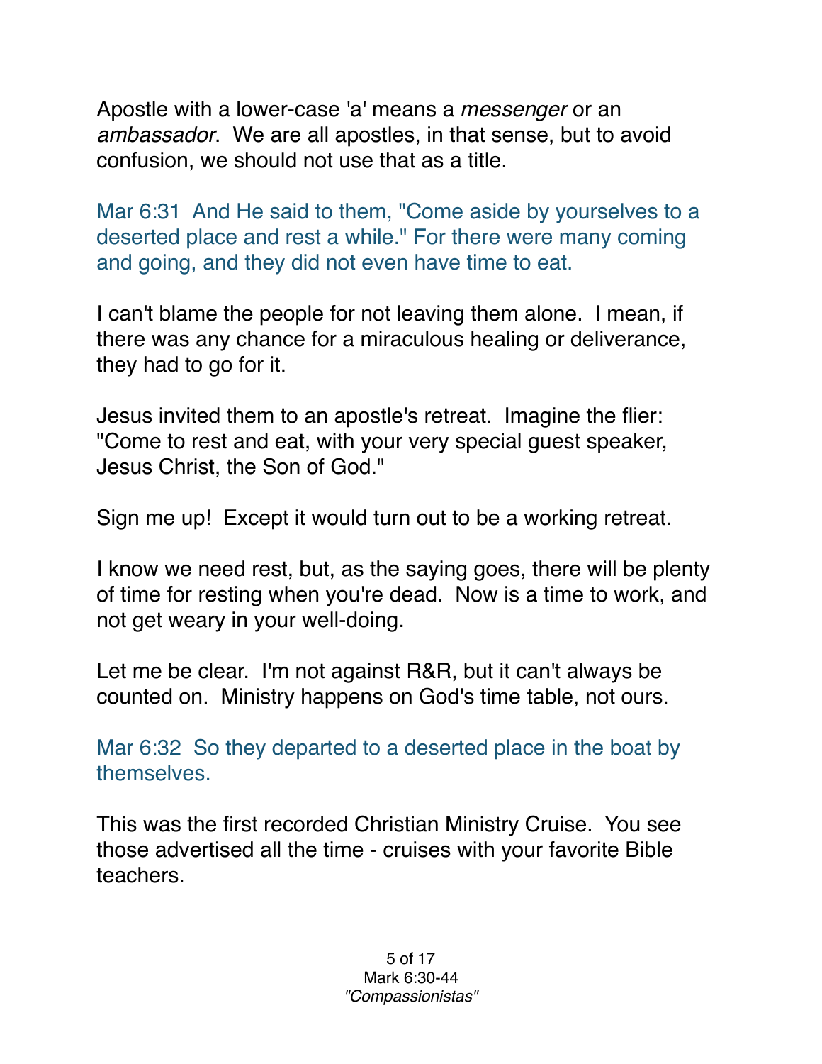Apostle with a lower-case 'a' means a *messenger* or an *ambassador*. We are all apostles, in that sense, but to avoid confusion, we should not use that as a title.

Mar 6:31 And He said to them, "Come aside by yourselves to a deserted place and rest a while." For there were many coming and going, and they did not even have time to eat.

I can't blame the people for not leaving them alone. I mean, if there was any chance for a miraculous healing or deliverance, they had to go for it.

Jesus invited them to an apostle's retreat. Imagine the flier: "Come to rest and eat, with your very special guest speaker, Jesus Christ, the Son of God."

Sign me up! Except it would turn out to be a working retreat.

I know we need rest, but, as the saying goes, there will be plenty of time for resting when you're dead. Now is a time to work, and not get weary in your well-doing.

Let me be clear. I'm not against R&R, but it can't always be counted on. Ministry happens on God's time table, not ours.

Mar 6:32 So they departed to a deserted place in the boat by themselves.

This was the first recorded Christian Ministry Cruise. You see those advertised all the time - cruises with your favorite Bible teachers.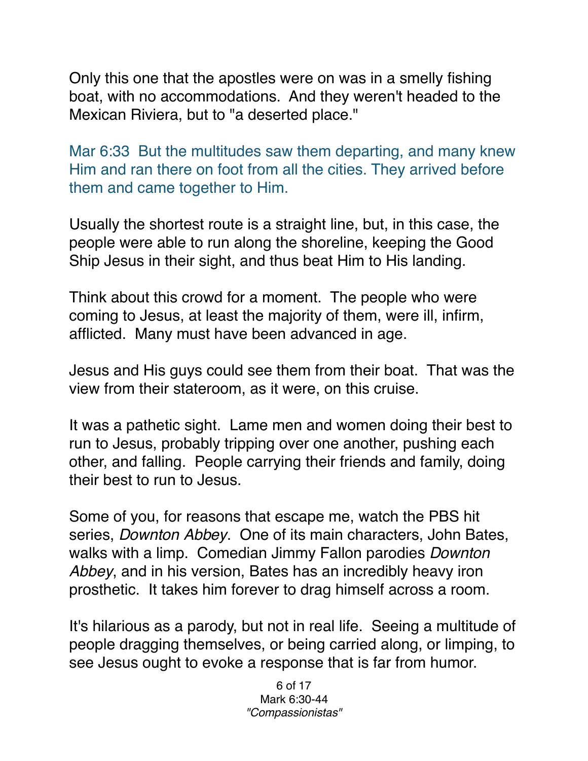Only this one that the apostles were on was in a smelly fishing boat, with no accommodations. And they weren't headed to the Mexican Riviera, but to "a deserted place."

Mar 6:33 But the multitudes saw them departing, and many knew Him and ran there on foot from all the cities. They arrived before them and came together to Him.

Usually the shortest route is a straight line, but, in this case, the people were able to run along the shoreline, keeping the Good Ship Jesus in their sight, and thus beat Him to His landing.

Think about this crowd for a moment. The people who were coming to Jesus, at least the majority of them, were ill, infirm, afflicted. Many must have been advanced in age.

Jesus and His guys could see them from their boat. That was the view from their stateroom, as it were, on this cruise.

It was a pathetic sight. Lame men and women doing their best to run to Jesus, probably tripping over one another, pushing each other, and falling. People carrying their friends and family, doing their best to run to Jesus.

Some of you, for reasons that escape me, watch the PBS hit series, *Downton Abbey*. One of its main characters, John Bates, walks with a limp. Comedian Jimmy Fallon parodies *Downton Abbey*, and in his version, Bates has an incredibly heavy iron prosthetic. It takes him forever to drag himself across a room.

It's hilarious as a parody, but not in real life. Seeing a multitude of people dragging themselves, or being carried along, or limping, to see Jesus ought to evoke a response that is far from humor.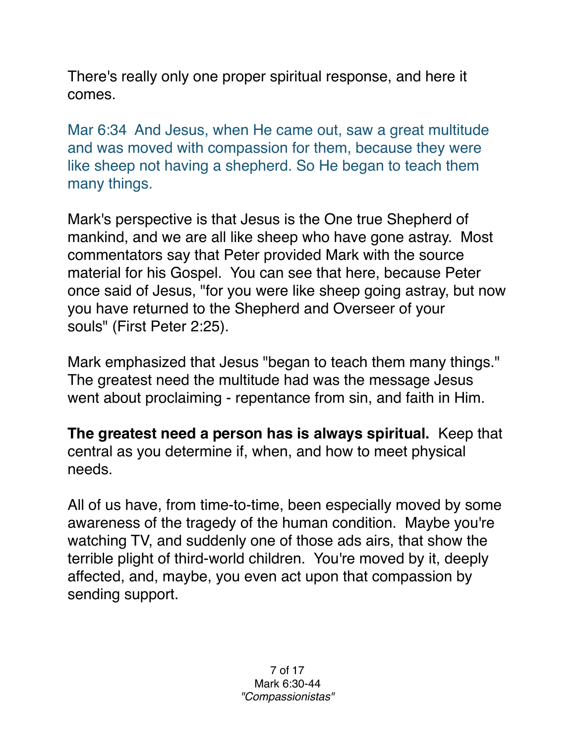There's really only one proper spiritual response, and here it comes.

Mar 6:34 And Jesus, when He came out, saw a great multitude and was moved with compassion for them, because they were like sheep not having a shepherd. So He began to teach them many things.

Mark's perspective is that Jesus is the One true Shepherd of mankind, and we are all like sheep who have gone astray. Most commentators say that Peter provided Mark with the source material for his Gospel. You can see that here, because Peter once said of Jesus, "for you were like sheep going astray, but now you have returned to the Shepherd and Overseer of your souls" (First Peter 2:25).

Mark emphasized that Jesus "began to teach them many things." The greatest need the multitude had was the message Jesus went about proclaiming - repentance from sin, and faith in Him.

**The greatest need a person has is always spiritual.** Keep that central as you determine if, when, and how to meet physical needs.

All of us have, from time-to-time, been especially moved by some awareness of the tragedy of the human condition. Maybe you're watching TV, and suddenly one of those ads airs, that show the terrible plight of third-world children. You're moved by it, deeply affected, and, maybe, you even act upon that compassion by sending support.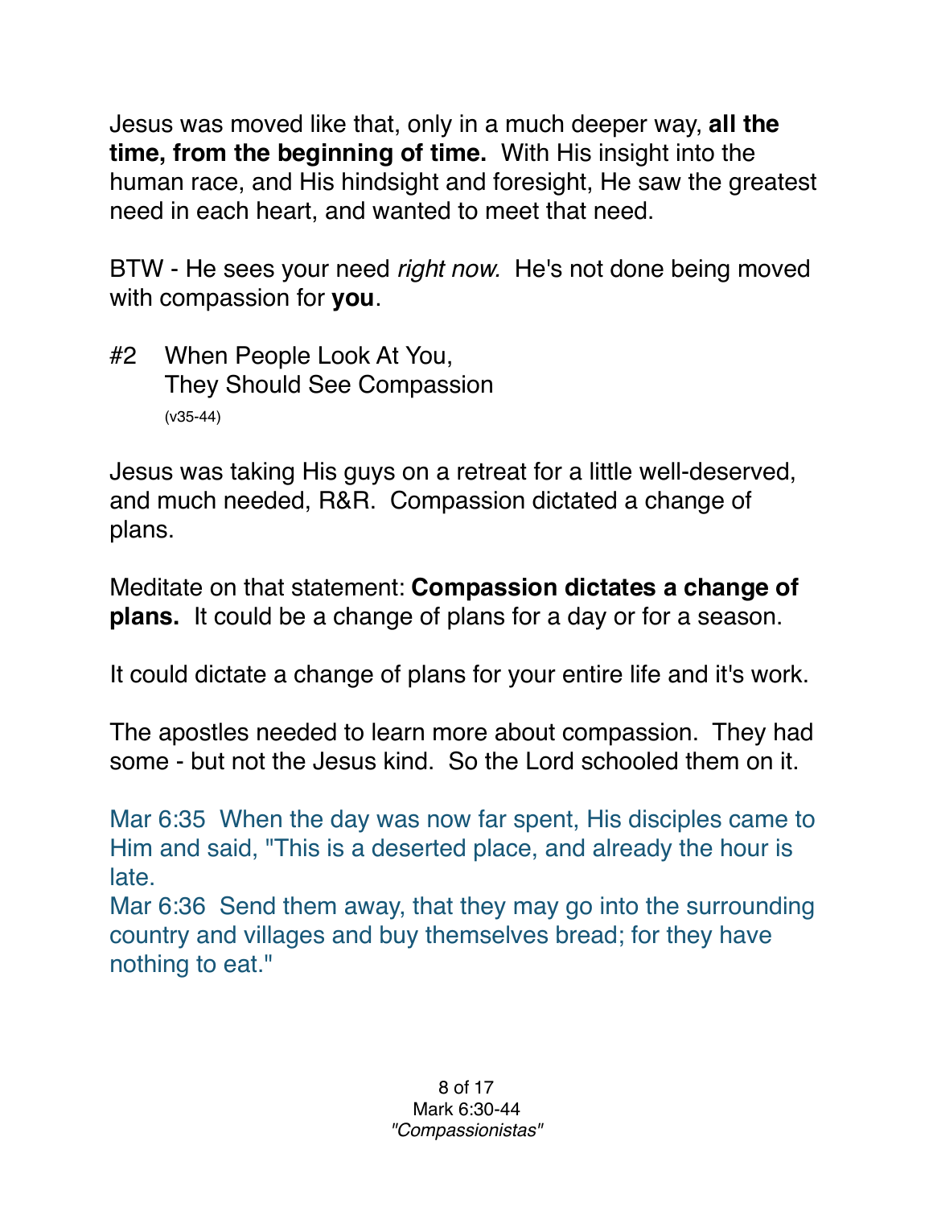Jesus was moved like that, only in a much deeper way, **all the time, from the beginning of time.** With His insight into the human race, and His hindsight and foresight, He saw the greatest need in each heart, and wanted to meet that need.

BTW - He sees your need *right now.* He's not done being moved with compassion for **you**.

## #2 When People Look At You, They Should See Compassion

(v35-44)

Jesus was taking His guys on a retreat for a little well-deserved, and much needed, R&R. Compassion dictated a change of plans.

Meditate on that statement: **Compassion dictates a change of plans.** It could be a change of plans for a day or for a season.

It could dictate a change of plans for your entire life and it's work.

The apostles needed to learn more about compassion. They had some - but not the Jesus kind. So the Lord schooled them on it.

Mar 6:35 When the day was now far spent, His disciples came to Him and said, "This is a deserted place, and already the hour is late.
Mar 6:36 Send them away, that they may go into the surrounding country and villages and buy themselves bread; for they have nothing to eat."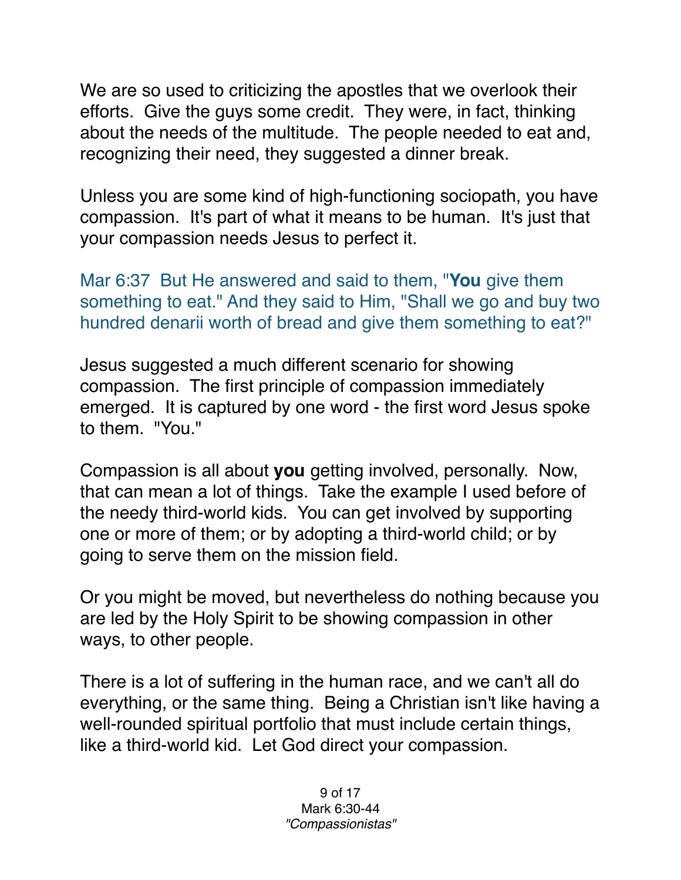We are so used to criticizing the apostles that we overlook their efforts. Give the guys some credit. They were, in fact, thinking about the needs of the multitude. The people needed to eat and, recognizing their need, they suggested a dinner break.

Unless you are some kind of high-functioning sociopath, you have compassion. It's part of what it means to be human. It's just that your compassion needs Jesus to perfect it.

Mar 6:37 But He answered and said to them, "**You** give them something to eat." And they said to Him, "Shall we go and buy two hundred denarii worth of bread and give them something to eat?"

Jesus suggested a much different scenario for showing compassion. The first principle of compassion immediately emerged. It is captured by one word - the first word Jesus spoke to them. "You."

Compassion is all about **you** getting involved, personally. Now, that can mean a lot of things. Take the example I used before of the needy third-world kids. You can get involved by supporting one or more of them; or by adopting a third-world child; or by going to serve them on the mission field.

Or you might be moved, but nevertheless do nothing because you are led by the Holy Spirit to be showing compassion in other ways, to other people.

There is a lot of suffering in the human race, and we can't all do everything, or the same thing. Being a Christian isn't like having a well-rounded spiritual portfolio that must include certain things, like a third-world kid. Let God direct your compassion.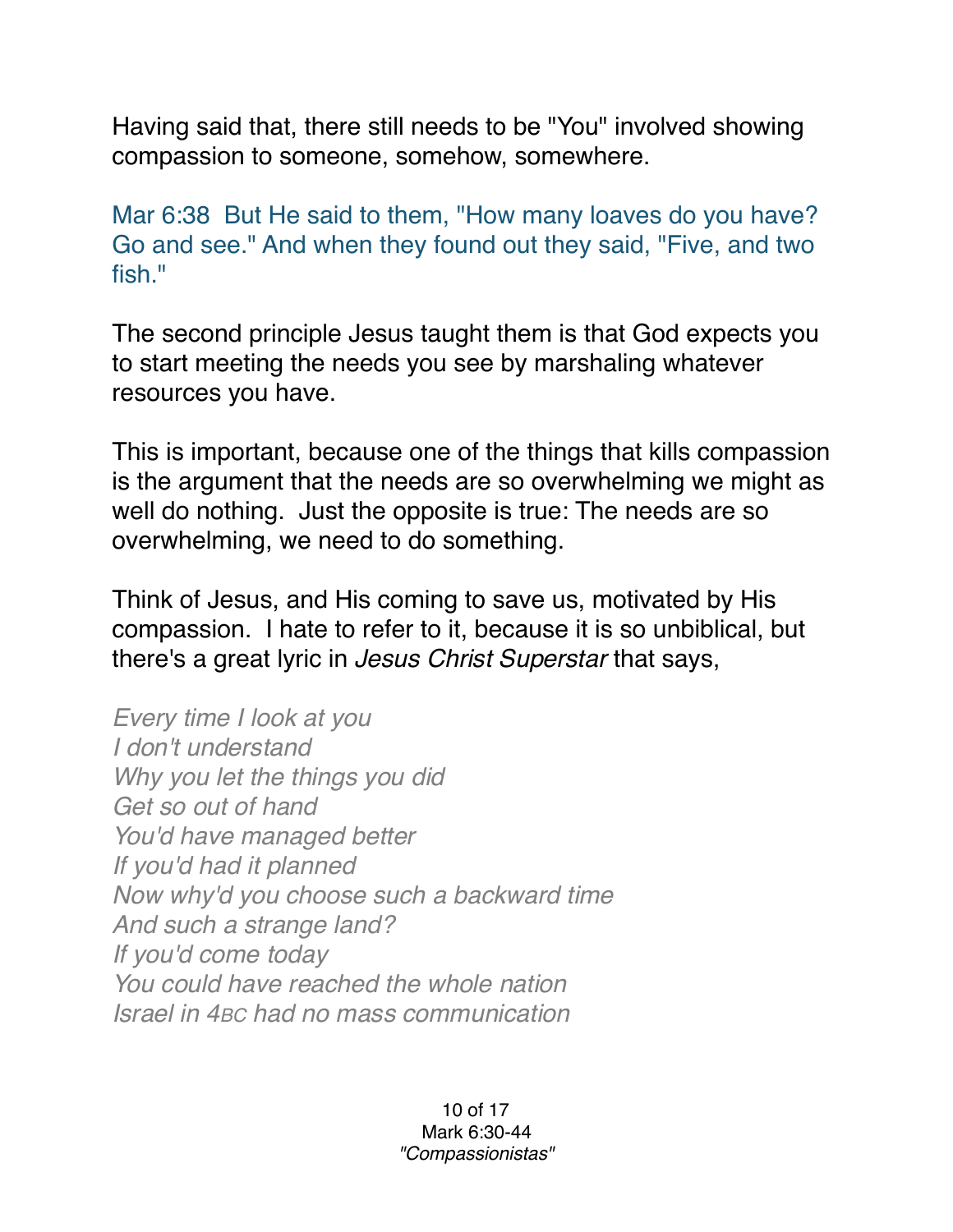Having said that, there still needs to be "You" involved showing compassion to someone, somehow, somewhere.

Mar 6:38  But He said to them, "How many loaves do you have? Go and see." And when they found out they said, "Five, and two fish."

The second principle Jesus taught them is that God expects you to start meeting the needs you see by marshaling whatever resources you have.

This is important, because one of the things that kills compassion is the argument that the needs are so overwhelming we might as well do nothing.  Just the opposite is true: The needs are so overwhelming, we need to do something.

Think of Jesus, and His coming to save us, motivated by His compassion.  I hate to refer to it, because it is so unbiblical, but there's a great lyric in *Jesus Christ Superstar* that says,

*Every time I look at you*
*I don't understand*
*Why you let the things you did*
*Get so out of hand*
*You'd have managed better*
*If you'd had it planned*
*Now why'd you choose such a backward time*
*And such a strange land?*
*If you'd come today*
*You could have reached the whole nation*
*Israel in 4BC had no mass communication*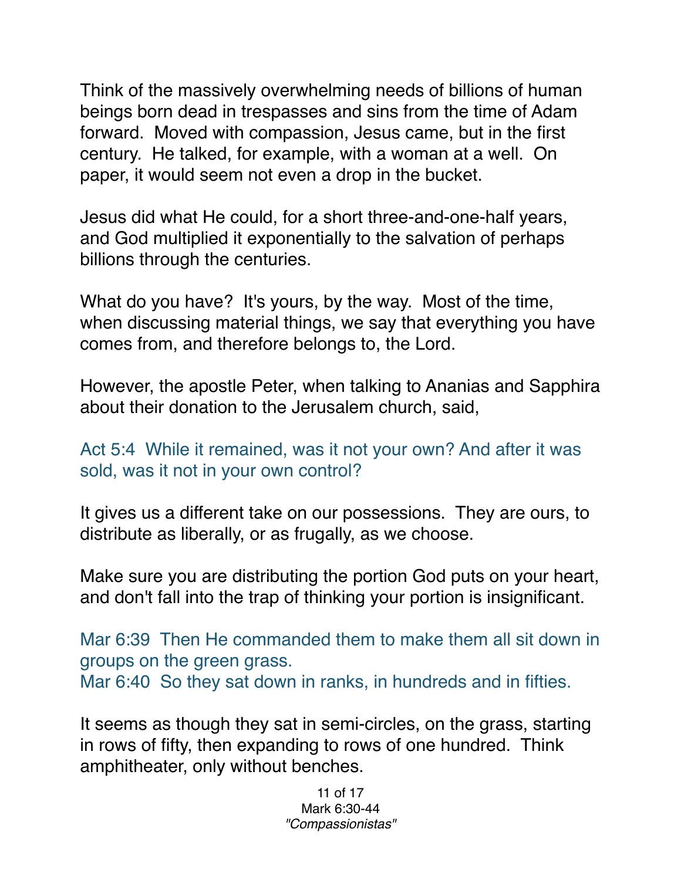Think of the massively overwhelming needs of billions of human beings born dead in trespasses and sins from the time of Adam forward. Moved with compassion, Jesus came, but in the first century. He talked, for example, with a woman at a well. On paper, it would seem not even a drop in the bucket.

Jesus did what He could, for a short three-and-one-half years, and God multiplied it exponentially to the salvation of perhaps billions through the centuries.

What do you have? It's yours, by the way. Most of the time, when discussing material things, we say that everything you have comes from, and therefore belongs to, the Lord.

However, the apostle Peter, when talking to Ananias and Sapphira about their donation to the Jerusalem church, said,

Act 5:4 While it remained, was it not your own? And after it was sold, was it not in your own control?

It gives us a different take on our possessions. They are ours, to distribute as liberally, or as frugally, as we choose.

Make sure you are distributing the portion God puts on your heart, and don't fall into the trap of thinking your portion is insignificant.

Mar 6:39 Then He commanded them to make them all sit down in groups on the green grass.
Mar 6:40 So they sat down in ranks, in hundreds and in fifties.

It seems as though they sat in semi-circles, on the grass, starting in rows of fifty, then expanding to rows of one hundred. Think amphitheater, only without benches.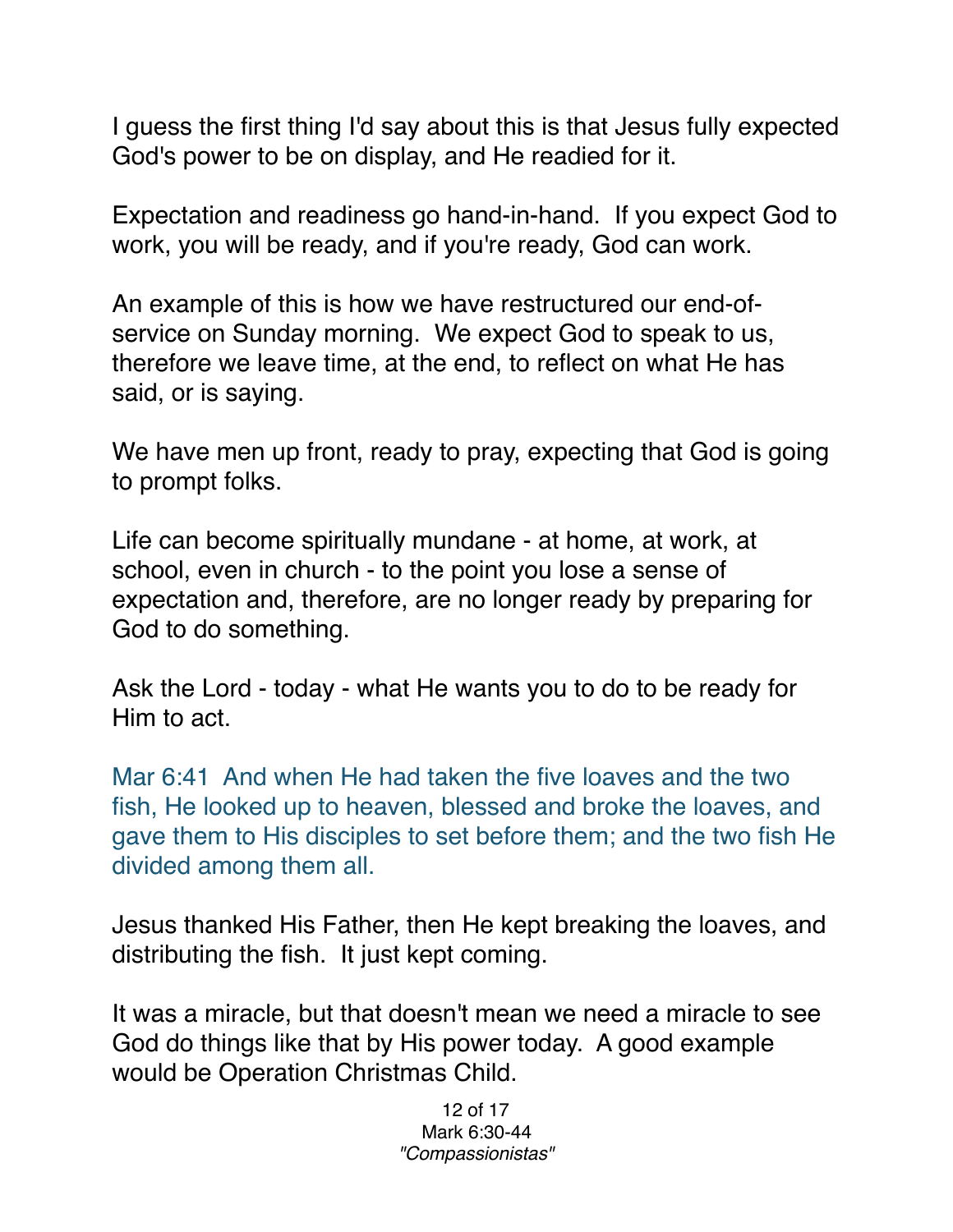I guess the first thing I'd say about this is that Jesus fully expected God's power to be on display, and He readied for it.

Expectation and readiness go hand-in-hand. If you expect God to work, you will be ready, and if you're ready, God can work.

An example of this is how we have restructured our end-of-service on Sunday morning. We expect God to speak to us, therefore we leave time, at the end, to reflect on what He has said, or is saying.

We have men up front, ready to pray, expecting that God is going to prompt folks.

Life can become spiritually mundane - at home, at work, at school, even in church - to the point you lose a sense of expectation and, therefore, are no longer ready by preparing for God to do something.

Ask the Lord - today - what He wants you to do to be ready for Him to act.

Mar 6:41 And when He had taken the five loaves and the two fish, He looked up to heaven, blessed and broke the loaves, and gave them to His disciples to set before them; and the two fish He divided among them all.

Jesus thanked His Father, then He kept breaking the loaves, and distributing the fish. It just kept coming.

It was a miracle, but that doesn't mean we need a miracle to see God do things like that by His power today. A good example would be Operation Christmas Child.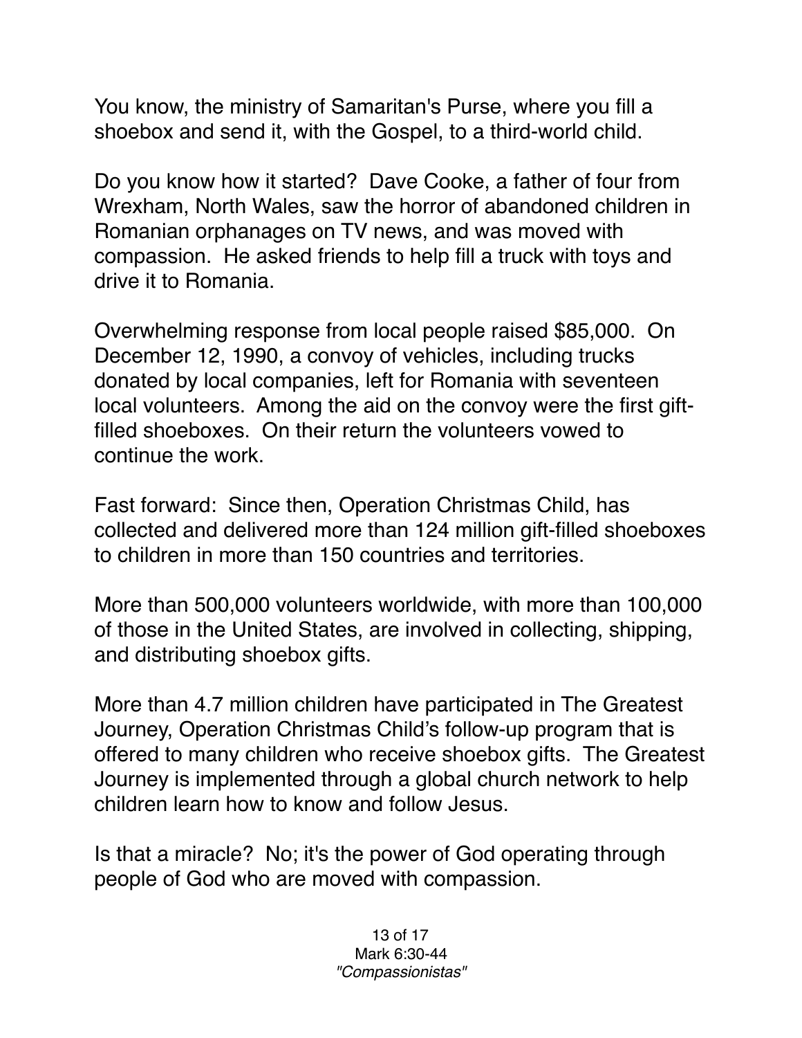You know, the ministry of Samaritan's Purse, where you fill a shoebox and send it, with the Gospel, to a third-world child.

Do you know how it started? Dave Cooke, a father of four from Wrexham, North Wales, saw the horror of abandoned children in Romanian orphanages on TV news, and was moved with compassion. He asked friends to help fill a truck with toys and drive it to Romania.

Overwhelming response from local people raised $85,000. On December 12, 1990, a convoy of vehicles, including trucks donated by local companies, left for Romania with seventeen local volunteers. Among the aid on the convoy were the first gift-filled shoeboxes. On their return the volunteers vowed to continue the work.

Fast forward: Since then, Operation Christmas Child, has collected and delivered more than 124 million gift-filled shoeboxes to children in more than 150 countries and territories.

More than 500,000 volunteers worldwide, with more than 100,000 of those in the United States, are involved in collecting, shipping, and distributing shoebox gifts.

More than 4.7 million children have participated in The Greatest Journey, Operation Christmas Child's follow-up program that is offered to many children who receive shoebox gifts. The Greatest Journey is implemented through a global church network to help children learn how to know and follow Jesus.

Is that a miracle? No; it's the power of God operating through people of God who are moved with compassion.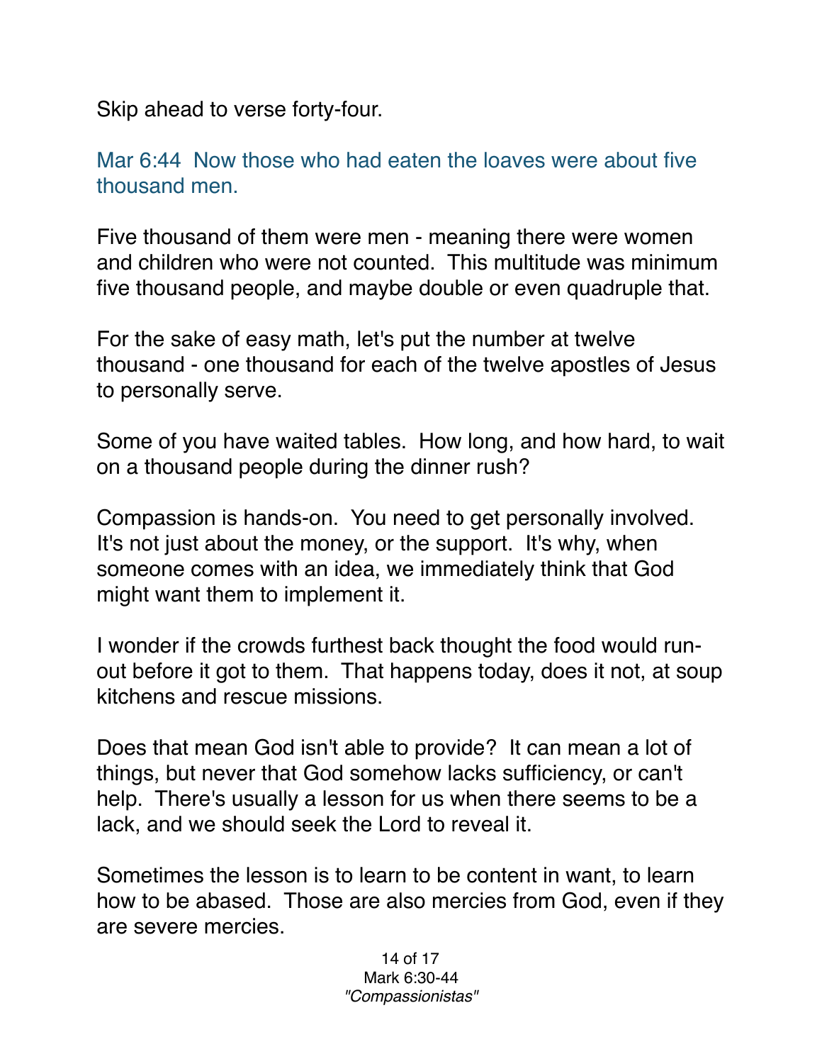Skip ahead to verse forty-four.

Mar 6:44  Now those who had eaten the loaves were about five thousand men.

Five thousand of them were men - meaning there were women and children who were not counted.  This multitude was minimum five thousand people, and maybe double or even quadruple that.

For the sake of easy math, let's put the number at twelve thousand - one thousand for each of the twelve apostles of Jesus to personally serve.

Some of you have waited tables.  How long, and how hard, to wait on a thousand people during the dinner rush?

Compassion is hands-on.  You need to get personally involved.  It's not just about the money, or the support.  It's why, when someone comes with an idea, we immediately think that God might want them to implement it.

I wonder if the crowds furthest back thought the food would run-out before it got to them.  That happens today, does it not, at soup kitchens and rescue missions.

Does that mean God isn't able to provide?  It can mean a lot of things, but never that God somehow lacks sufficiency, or can't help.  There's usually a lesson for us when there seems to be a lack, and we should seek the Lord to reveal it.

Sometimes the lesson is to learn to be content in want, to learn how to be abased.  Those are also mercies from God, even if they are severe mercies.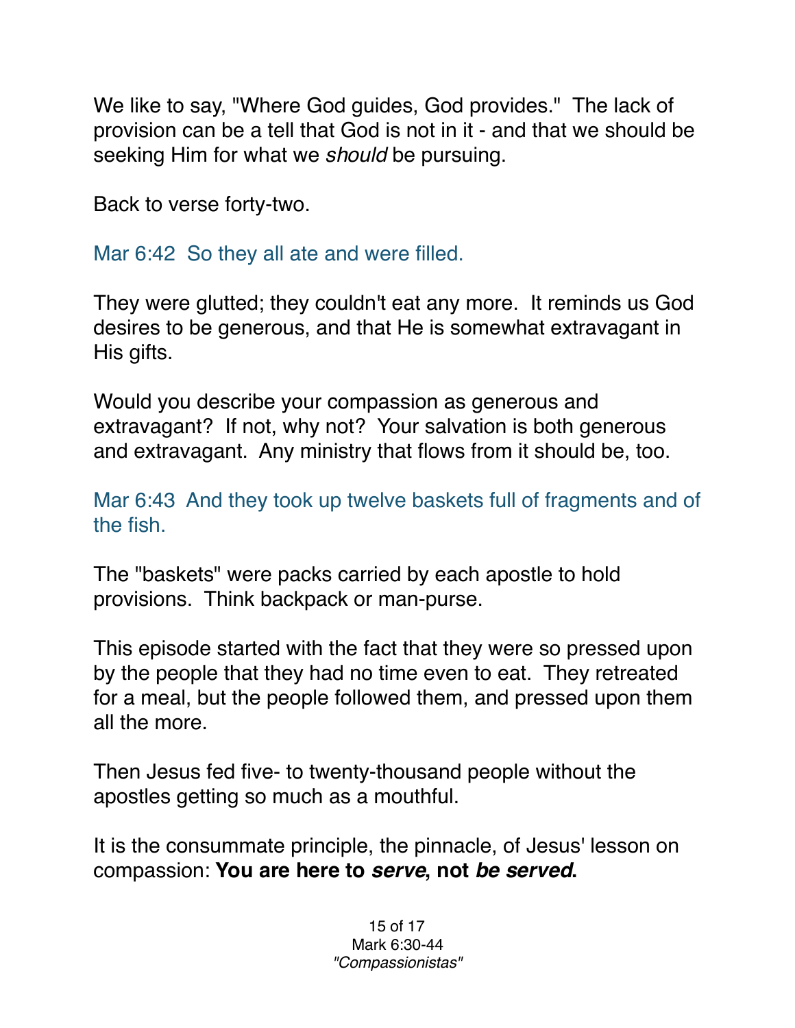We like to say, "Where God guides, God provides." The lack of provision can be a tell that God is not in it - and that we should be seeking Him for what we *should* be pursuing.

Back to verse forty-two.

Mar 6:42 So they all ate and were filled.

They were glutted; they couldn't eat any more. It reminds us God desires to be generous, and that He is somewhat extravagant in His gifts.

Would you describe your compassion as generous and extravagant? If not, why not? Your salvation is both generous and extravagant. Any ministry that flows from it should be, too.

Mar 6:43 And they took up twelve baskets full of fragments and of the fish.

The "baskets" were packs carried by each apostle to hold provisions. Think backpack or man-purse.

This episode started with the fact that they were so pressed upon by the people that they had no time even to eat. They retreated for a meal, but the people followed them, and pressed upon them all the more.

Then Jesus fed five- to twenty-thousand people without the apostles getting so much as a mouthful.

It is the consummate principle, the pinnacle, of Jesus' lesson on compassion: **You are here to *serve*, not *be served*.**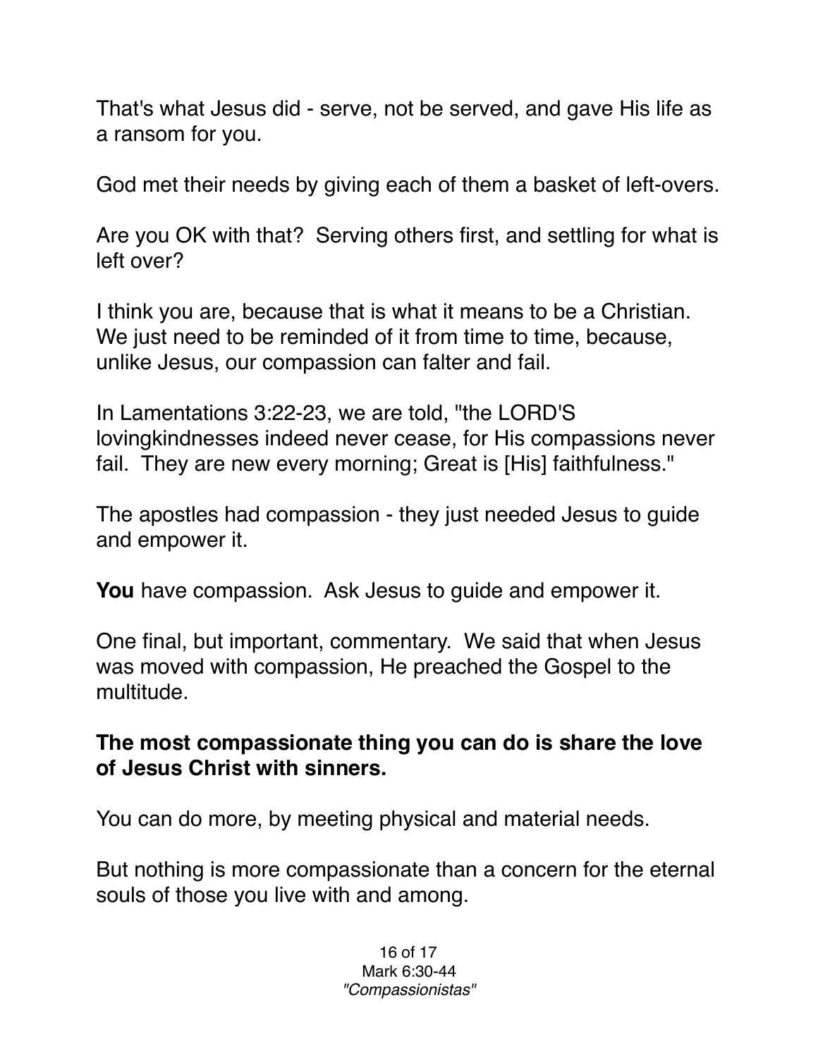That's what Jesus did - serve, not be served, and gave His life as a ransom for you.

God met their needs by giving each of them a basket of left-overs.

Are you OK with that? Serving others first, and settling for what is left over?

I think you are, because that is what it means to be a Christian. We just need to be reminded of it from time to time, because, unlike Jesus, our compassion can falter and fail.

In Lamentations 3:22-23, we are told, "the LORD'S lovingkindnesses indeed never cease, for His compassions never fail. They are new every morning; Great is [His] faithfulness."

The apostles had compassion - they just needed Jesus to guide and empower it.

**You** have compassion. Ask Jesus to guide and empower it.

One final, but important, commentary. We said that when Jesus was moved with compassion, He preached the Gospel to the multitude.

**The most compassionate thing you can do is share the love of Jesus Christ with sinners.**

You can do more, by meeting physical and material needs.

But nothing is more compassionate than a concern for the eternal souls of those you live with and among.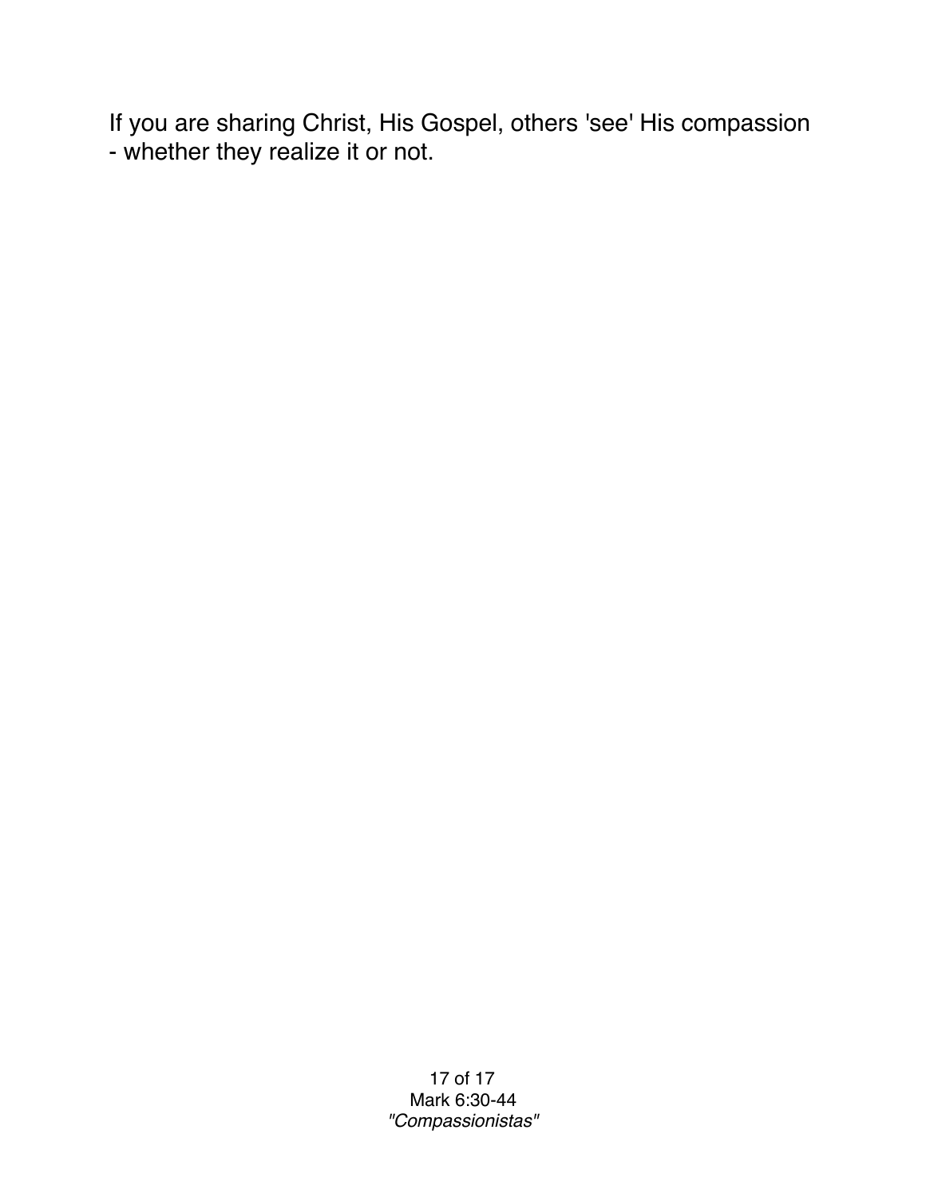If you are sharing Christ, His Gospel, others 'see' His compassion - whether they realize it or not.